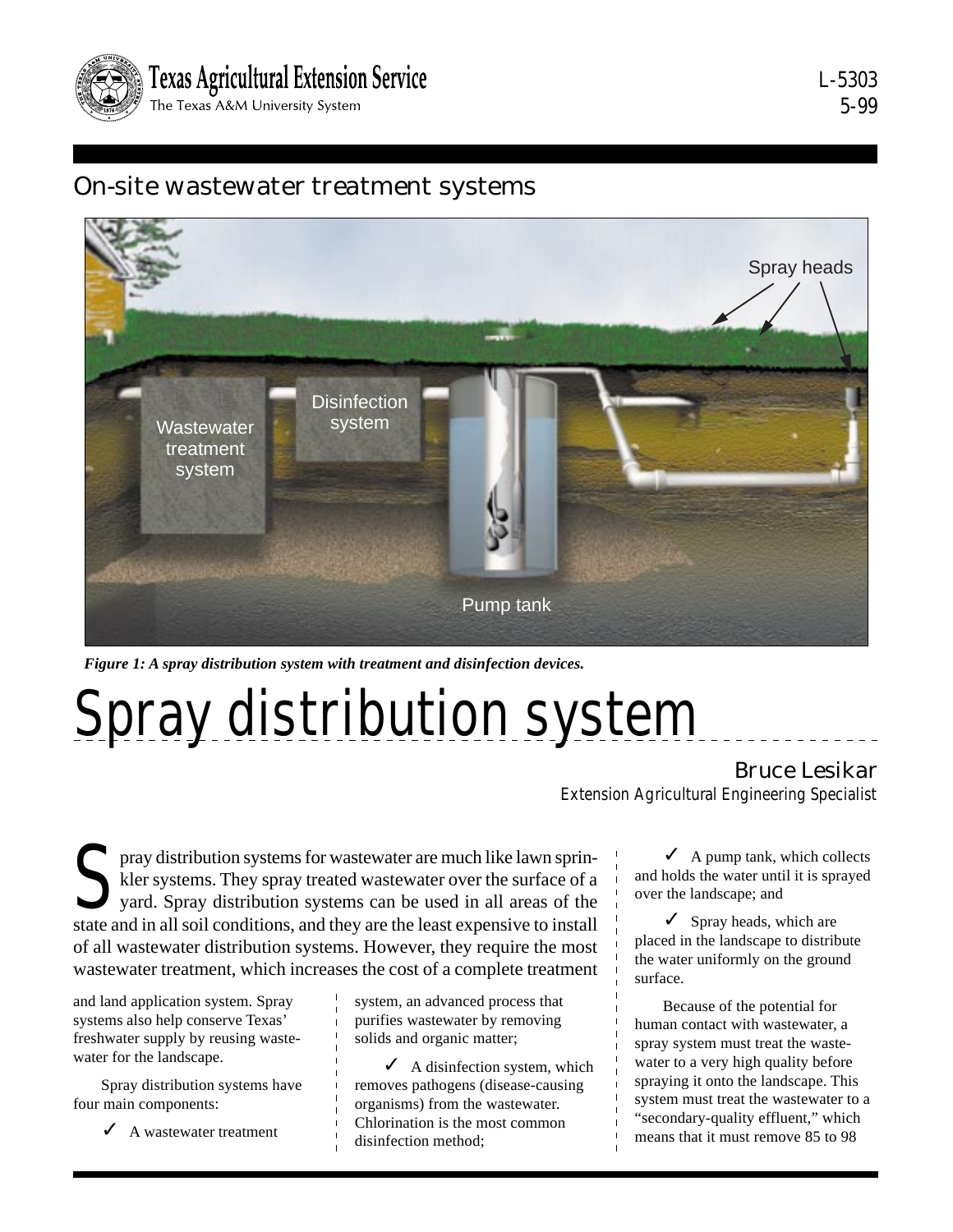Texas Agricultural Extension Service
The Texas A&M University System

L-5303
5-99

## On-site wastewater treatment systems

*Figure 1: A spray distribution system with treatment and disinfection devices.*

# Spray distribution system

**Bruce Lesikar**
Extension Agricultural Engineering Specialist

Spray distribution systems for wastewater are much like lawn sprinkler systems. They spray treated wastewater over the surface of a yard. Spray distribution systems can be used in all areas of the state and in all soil conditions, and they are the least expensive to install of all wastewater distribution systems. However, they require the most wastewater treatment, which increases the cost of a complete treatment and land application system. Spray systems also help conserve Texas' freshwater supply by reusing wastewater for the landscape.

Spray distribution systems have four main components:

- ✓ A wastewater treatment system, an advanced process that purifies wastewater by removing solids and organic matter;
- ✓ A disinfection system, which removes pathogens (disease-causing organisms) from the wastewater. Chlorination is the most common disinfection method;
- ✓ A pump tank, which collects and holds the water until it is sprayed over the landscape; and
- ✓ Spray heads, which are placed in the landscape to distribute the water uniformly on the ground surface.

Because of the potential for human contact with wastewater, a spray system must treat the wastewater to a very high quality before spraying it onto the landscape. This system must treat the wastewater to a "secondary-quality effluent," which means that it must remove 85 to 98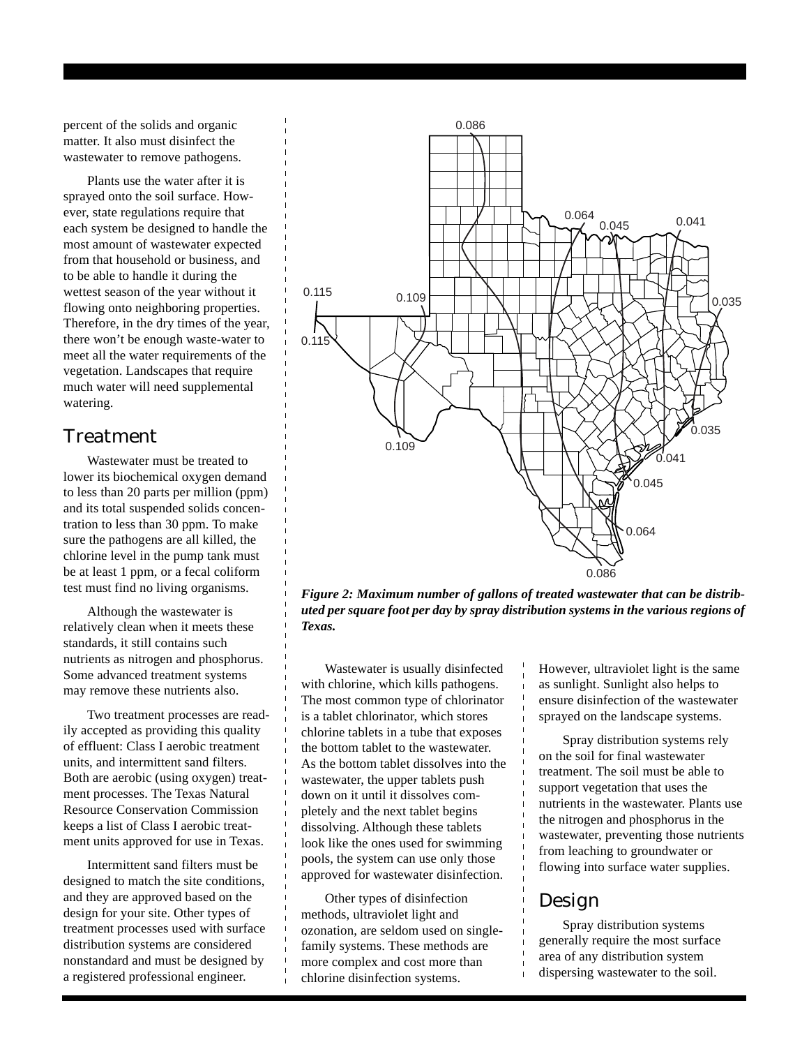percent of the solids and organic matter. It also must disinfect the wastewater to remove pathogens.

Plants use the water after it is sprayed onto the soil surface. However, state regulations require that each system be designed to handle the most amount of wastewater expected from that household or business, and to be able to handle it during the wettest season of the year without it flowing onto neighboring properties. Therefore, in the dry times of the year, there won't be enough waste-water to meet all the water requirements of the vegetation. Landscapes that require much water will need supplemental watering.

## Treatment

Wastewater must be treated to lower its biochemical oxygen demand to less than 20 parts per million (ppm) and its total suspended solids concentration to less than 30 ppm. To make sure the pathogens are all killed, the chlorine level in the pump tank must be at least 1 ppm, or a fecal coliform test must find no living organisms.

Although the wastewater is relatively clean when it meets these standards, it still contains such nutrients as nitrogen and phosphorus. Some advanced treatment systems may remove these nutrients also.

Two treatment processes are readily accepted as providing this quality of effluent: Class I aerobic treatment units, and intermittent sand filters. Both are aerobic (using oxygen) treatment processes. The Texas Natural Resource Conservation Commission keeps a list of Class I aerobic treatment units approved for use in Texas.

Intermittent sand filters must be designed to match the site conditions, and they are approved based on the design for your site. Other types of treatment processes used with surface distribution systems are considered nonstandard and must be designed by a registered professional engineer.

0.086 0.064 0.045 0.041 0.115 0.109 0.035 0.115 0.035 0.109 0.041 0.045 0.064 0.086

***Figure 2: Maximum number of gallons of treated wastewater that can be distributed per square foot per day by spray distribution systems in the various regions of Texas.***

Wastewater is usually disinfected with chlorine, which kills pathogens. The most common type of chlorinator is a tablet chlorinator, which stores chlorine tablets in a tube that exposes the bottom tablet to the wastewater. As the bottom tablet dissolves into the wastewater, the upper tablets push down on it until it dissolves completely and the next tablet begins dissolving. Although these tablets look like the ones used for swimming pools, the system can use only those approved for wastewater disinfection.

Other types of disinfection methods, ultraviolet light and ozonation, are seldom used on single-family systems. These methods are more complex and cost more than chlorine disinfection systems. However, ultraviolet light is the same as sunlight. Sunlight also helps to ensure disinfection of the wastewater sprayed on the landscape systems.

Spray distribution systems rely on the soil for final wastewater treatment. The soil must be able to support vegetation that uses the nutrients in the wastewater. Plants use the nitrogen and phosphorus in the wastewater, preventing those nutrients from leaching to groundwater or flowing into surface water supplies.

## Design

Spray distribution systems generally require the most surface area of any distribution system dispersing wastewater to the soil.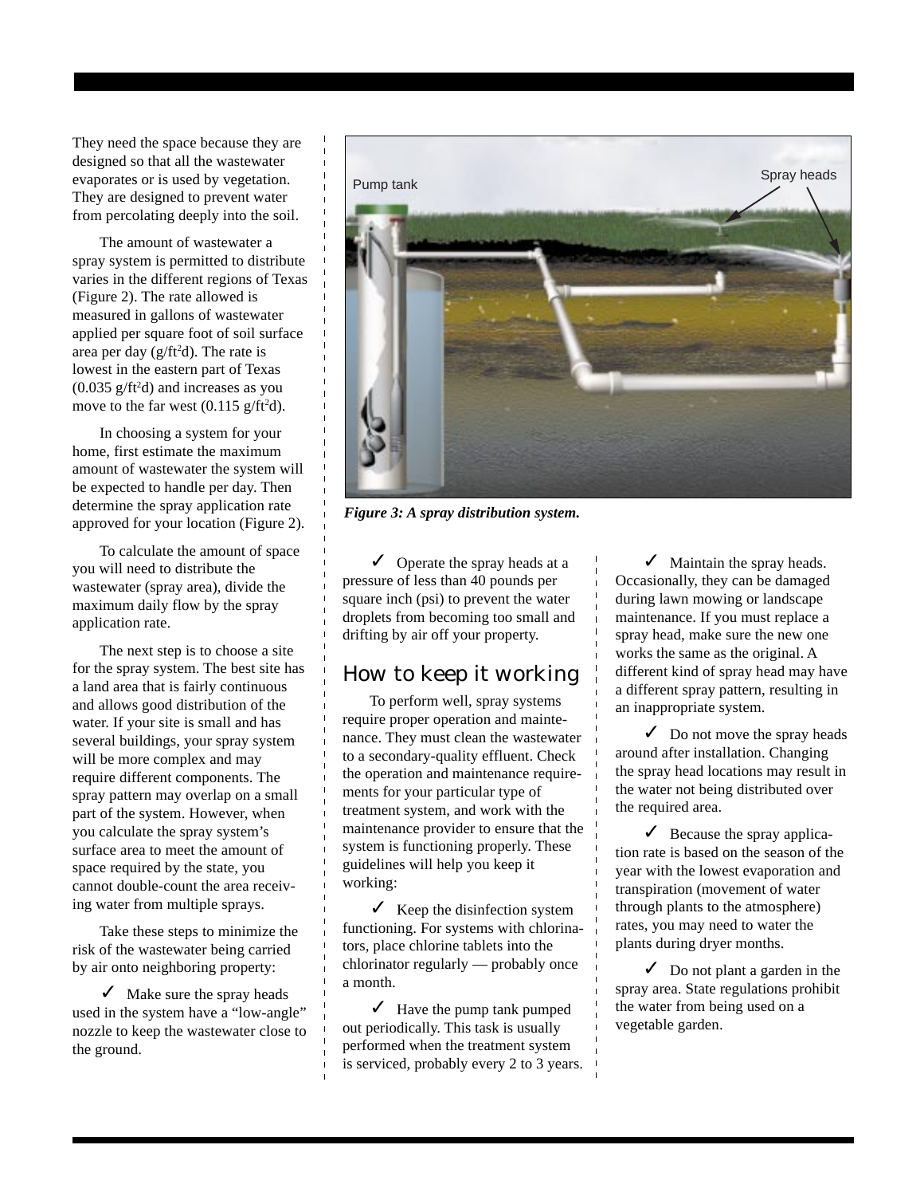They need the space because they are designed so that all the wastewater evaporates or is used by vegetation. They are designed to prevent water from percolating deeply into the soil.

The amount of wastewater a spray system is permitted to distribute varies in the different regions of Texas (Figure 2). The rate allowed is measured in gallons of wastewater applied per square foot of soil surface area per day ($g/ft^2d$). The rate is lowest in the eastern part of Texas ($0.035\ g/ft^2d$) and increases as you move to the far west ($0.115\ g/ft^2d$).

In choosing a system for your home, first estimate the maximum amount of wastewater the system will be expected to handle per day. Then determine the spray application rate approved for your location (Figure 2).

To calculate the amount of space you will need to distribute the wastewater (spray area), divide the maximum daily flow by the spray application rate.

The next step is to choose a site for the spray system. The best site has a land area that is fairly continuous and allows good distribution of the water. If your site is small and has several buildings, your spray system will be more complex and may require different components. The spray pattern may overlap on a small part of the system. However, when you calculate the spray system's surface area to meet the amount of space required by the state, you cannot double-count the area receiving water from multiple sprays.

Take these steps to minimize the risk of the wastewater being carried by air onto neighboring property:

✓ Make sure the spray heads used in the system have a "low-angle" nozzle to keep the wastewater close to the ground.

*Figure 3: A spray distribution system.*

✓ Operate the spray heads at a pressure of less than 40 pounds per square inch (psi) to prevent the water droplets from becoming too small and drifting by air off your property.

## How to keep it working

To perform well, spray systems require proper operation and maintenance. They must clean the wastewater to a secondary-quality effluent. Check the operation and maintenance requirements for your particular type of treatment system, and work with the maintenance provider to ensure that the system is functioning properly. These guidelines will help you keep it working:

✓ Keep the disinfection system functioning. For systems with chlorinators, place chlorine tablets into the chlorinator regularly — probably once a month.

✓ Have the pump tank pumped out periodically. This task is usually performed when the treatment system is serviced, probably every 2 to 3 years.

✓ Maintain the spray heads. Occasionally, they can be damaged during lawn mowing or landscape maintenance. If you must replace a spray head, make sure the new one works the same as the original. A different kind of spray head may have a different spray pattern, resulting in an inappropriate system.

✓ Do not move the spray heads around after installation. Changing the spray head locations may result in the water not being distributed over the required area.

✓ Because the spray application rate is based on the season of the year with the lowest evaporation and transpiration (movement of water through plants to the atmosphere) rates, you may need to water the plants during dryer months.

✓ Do not plant a garden in the spray area. State regulations prohibit the water from being used on a vegetable garden.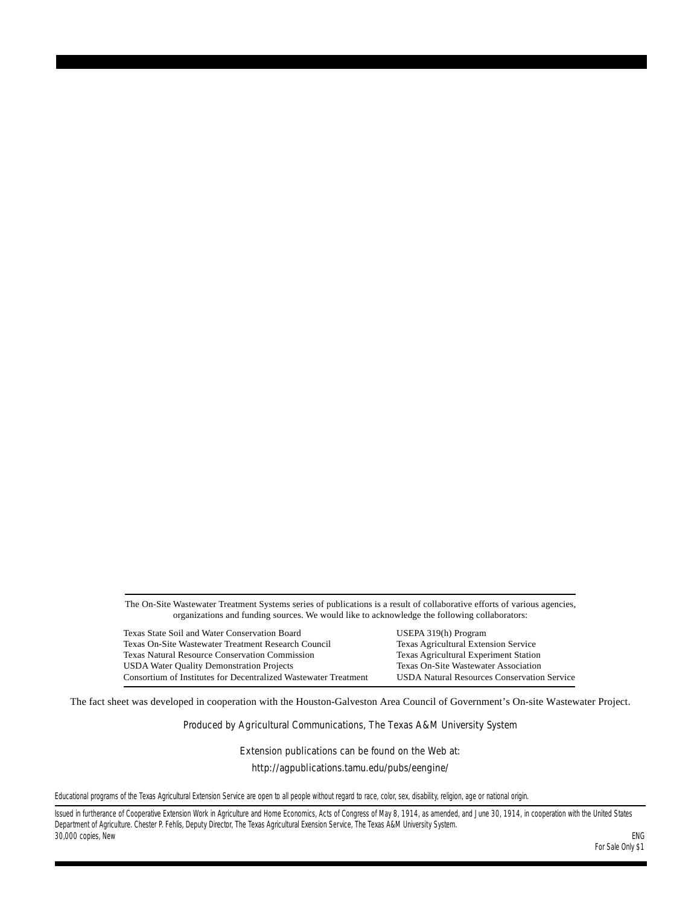The On-Site Wastewater Treatment Systems series of publications is a result of collaborative efforts of various agencies, organizations and funding sources. We would like to acknowledge the following collaborators:

| | |
|---|---|
| Texas State Soil and Water Conservation Board | USEPA 319(h) Program |
| Texas On-Site Wastewater Treatment Research Council | Texas Agricultural Extension Service |
| Texas Natural Resource Conservation Commission | Texas Agricultural Experiment Station |
| USDA Water Quality Demonstration Projects | Texas On-Site Wastewater Association |
| Consortium of Institutes for Decentralized Wastewater Treatment | USDA Natural Resources Conservation Service |

The fact sheet was developed in cooperation with the Houston-Galveston Area Council of Government's On-site Wastewater Project.

Produced by Agricultural Communications, The Texas A&M University System

Extension publications can be found on the Web at:

http://agpublications.tamu.edu/pubs/eengine/

Educational programs of the Texas Agricultural Extension Service are open to all people without regard to race, color, sex, disability, religion, age or national origin.

Issued in furtherance of Cooperative Extension Work in Agriculture and Home Economics, Acts of Congress of May 8, 1914, as amended, and June 30, 1914, in cooperation with the United States Department of Agriculture. Chester P. Fehlis, Deputy Director, The Texas Agricultural Exension Service, The Texas A&M University System.

30,000 copies, New

ENG

For Sale Only $1